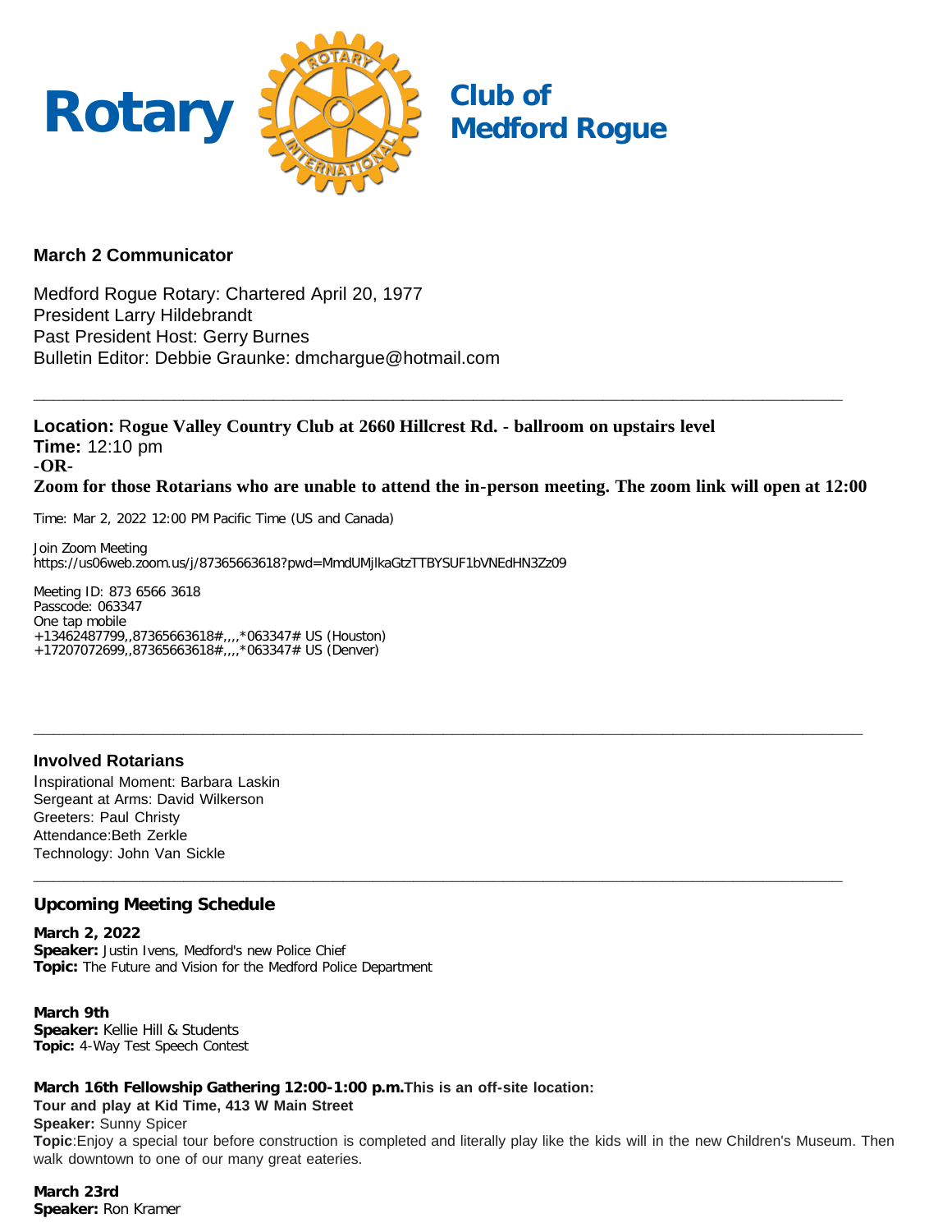# Rotary Club of Medford Rogue

## March 2 Communicator

Medford Rogue Rotary: Chartered April 20, 1977
President Larry Hildebrandt
Past President Host: Gerry Burnes
Bulletin Editor: Debbie Graunke: dmchargue@hotmail.com

---

**Location:** **Rogue Valley Country Club at 2660 Hillcrest Rd. - ballroom on upstairs level**
**Time:** 12:10 pm
**-OR-**
**Zoom for those Rotarians who are unable to attend the in-person meeting. The zoom link will open at 12:00**

Time: Mar 2, 2022 12:00 PM Pacific Time (US and Canada)

Join Zoom Meeting
https://us06web.zoom.us/j/87365663618?pwd=MmdUMjlkaGtzTTBYSUF1bVNEdHN3Zz09

Meeting ID: 873 6566 3618
Passcode: 063347
One tap mobile
+13462487799,,87365663618#,,,,*063347# US (Houston)
+17207072699,,87365663618#,,,,*063347# US (Denver)

---

### Involved Rotarians

Inspirational Moment: Barbara Laskin
Sergeant at Arms: David Wilkerson
Greeters: Paul Christy
Attendance:Beth Zerkle
Technology: John Van Sickle

---

### Upcoming Meeting Schedule

**March 2, 2022**
**Speaker:** Justin Ivens, Medford's new Police Chief
**Topic:** The Future and Vision for the Medford Police Department

**March 9th**
**Speaker:** Kellie Hill & Students
**Topic:** 4-Way Test Speech Contest

**March 16th Fellowship Gathering 12:00-1:00 p.m.This is an off-site location:**
**Tour and play at Kid Time, 413 W Main Street**
**Speaker:** Sunny Spicer
**Topic**:Enjoy a special tour before construction is completed and literally play like the kids will in the new Children's Museum. Then walk downtown to one of our many great eateries.

**March 23rd**
**Speaker:** Ron Kramer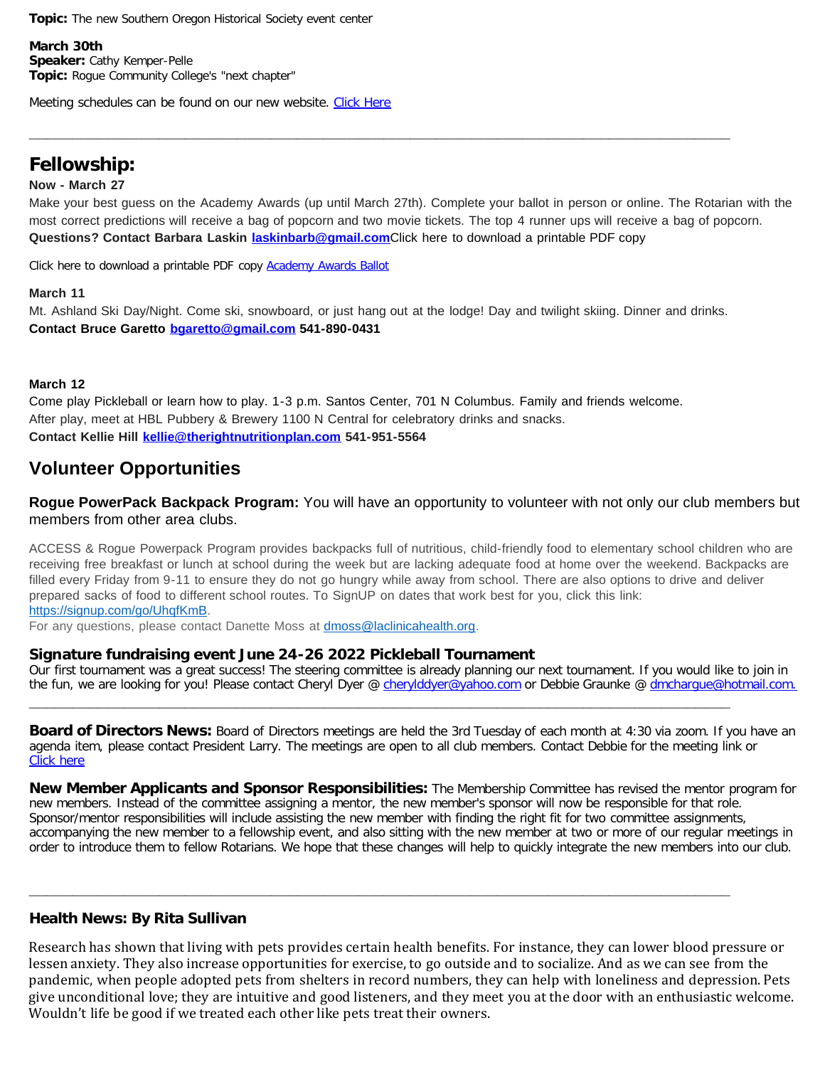**Topic:** The new Southern Oregon Historical Society event center

**March 30th**
**Speaker:** Cathy Kemper-Pelle
**Topic:** Rogue Community College's "next chapter"

Meeting schedules can be found on our new website. [Click Here]()

---

## Fellowship:

**Now - March 27**

Make your best guess on the Academy Awards (up until March 27th). Complete your ballot in person or online. The Rotarian with the most correct predictions will receive a bag of popcorn and two movie tickets. The top 4 runner ups will receive a bag of popcorn.
**Questions? Contact Barbara Laskin laskinbarb@gmail.com**Click here to download a printable PDF copy

Click here to download a printable PDF copy [Academy Awards Ballot]()

**March 11**

Mt. Ashland Ski Day/Night. Come ski, snowboard, or just hang out at the lodge! Day and twilight skiing. Dinner and drinks.
**Contact Bruce Garetto bgaretto@gmail.com 541-890-0431**

**March 12**

Come play Pickleball or learn how to play. 1-3 p.m. Santos Center, 701 N Columbus. Family and friends welcome.
After play, meet at HBL Pubbery & Brewery 1100 N Central for celebratory drinks and snacks.
**Contact Kellie Hill kellie@therightnutritionplan.com 541-951-5564**

## Volunteer Opportunities

**Rogue PowerPack Backpack Program:** You will have an opportunity to volunteer with not only our club members but members from other area clubs.

ACCESS & Rogue Powerpack Program provides backpacks full of nutritious, child-friendly food to elementary school children who are receiving free breakfast or lunch at school during the week but are lacking adequate food at home over the weekend. Backpacks are filled every Friday from 9-11 to ensure they do not go hungry while away from school. There are also options to drive and deliver prepared sacks of food to different school routes. To SignUP on dates that work best for you, click this link: https://signup.com/go/UhqfKmB.
For any questions, please contact Danette Moss at dmoss@laclinicahealth.org.

### Signature fundraising event June 24-26 2022 Pickleball Tournament

Our first tournament was a great success! The steering committee is already planning our next tournament. If you would like to join in the fun, we are looking for you! Please contact Cheryl Dyer @ cherylddyer@yahoo.com or Debbie Graunke @ dmchargue@hotmail.com.

---

**Board of Directors News:** Board of Directors meetings are held the 3rd Tuesday of each month at 4:30 via zoom. If you have an agenda item, please contact President Larry. The meetings are open to all club members. Contact Debbie for the meeting link or [Click here]()

**New Member Applicants and Sponsor Responsibilities:** The Membership Committee has revised the mentor program for new members. Instead of the committee assigning a mentor, the new member's sponsor will now be responsible for that role. Sponsor/mentor responsibilities will include assisting the new member with finding the right fit for two committee assignments, accompanying the new member to a fellowship event, and also sitting with the new member at two or more of our regular meetings in order to introduce them to fellow Rotarians. We hope that these changes will help to quickly integrate the new members into our club.

---

### Health News: By Rita Sullivan

Research has shown that living with pets provides certain health benefits. For instance, they can lower blood pressure or lessen anxiety. They also increase opportunities for exercise, to go outside and to socialize. And as we can see from the pandemic, when people adopted pets from shelters in record numbers, they can help with loneliness and depression. Pets give unconditional love; they are intuitive and good listeners, and they meet you at the door with an enthusiastic welcome. Wouldn't life be good if we treated each other like pets treat their owners.